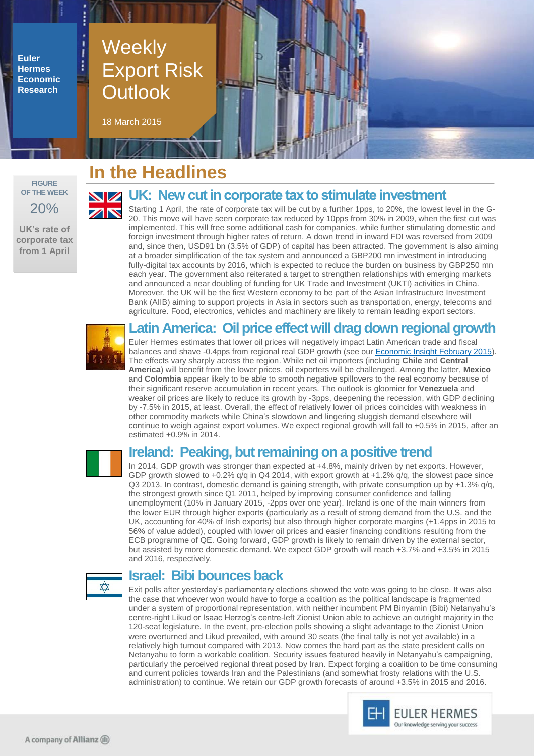Euler Hermes Economic Research

# Weekly Export Risk Outlook

18 March 2015

**FIGURE OF THE WEEK**

**20%**

**UK's rate of corporate tax from 1 April**

## In the Headlines

### UK: New cut in corporate tax to stimulate investment

Starting 1 April, the rate of corporate tax will be cut by a further 1pps, to 20%, the lowest level in the G-20. This move will have seen corporate tax reduced by 10pps from 30% in 2009, when the first cut was implemented. This will free some additional cash for companies, while further stimulating domestic and foreign investment through higher rates of return. A down trend in inward FDI was reversed from 2009 and, since then, USD91 bn (3.5% of GDP) of capital has been attracted. The government is also aiming at a broader simplification of the tax system and announced a GBP200 mn investment in introducing fully-digital tax accounts by 2016, which is expected to reduce the burden on business by GBP250 mn each year. The government also reiterated a target to strengthen relationships with emerging markets and announced a near doubling of funding for UK Trade and Investment (UKTI) activities in China. Moreover, the UK will be the first Western economy to be part of the Asian Infrastructure Investment Bank (AIIB) aiming to support projects in Asia in sectors such as transportation, energy, telecoms and agriculture. Food, electronics, vehicles and machinery are likely to remain leading export sectors.

### Latin America: Oil price effect will drag down regional growth

Euler Hermes estimates that lower oil prices will negatively impact Latin American trade and fiscal balances and shave -0.4pps from regional real GDP growth (see our Economic Insight February 2015). The effects vary sharply across the region. While net oil importers (including **Chile** and **Central America**) will benefit from the lower prices, oil exporters will be challenged. Among the latter, **Mexico** and **Colombia** appear likely to be able to smooth negative spillovers to the real economy because of their significant reserve accumulation in recent years. The outlook is gloomier for **Venezuela** and weaker oil prices are likely to reduce its growth by -3pps, deepening the recession, with GDP declining by -7.5% in 2015, at least. Overall, the effect of relatively lower oil prices coincides with weakness in other commodity markets while China's slowdown and lingering sluggish demand elsewhere will continue to weigh against export volumes. We expect regional growth will fall to +0.5% in 2015, after an estimated +0.9% in 2014.

### Ireland: Peaking, but remaining on a positive trend

In 2014, GDP growth was stronger than expected at +4.8%, mainly driven by net exports. However, GDP growth slowed to +0.2% q/q in Q4 2014, with export growth at +1.2% q/q, the slowest pace since Q3 2013. In contrast, domestic demand is gaining strength, with private consumption up by +1.3% q/q, the strongest growth since Q1 2011, helped by improving consumer confidence and falling unemployment (10% in January 2015, -2pps over one year). Ireland is one of the main winners from the lower EUR through higher exports (particularly as a result of strong demand from the U.S. and the UK, accounting for 40% of Irish exports) but also through higher corporate margins (+1.4pps in 2015 to 56% of value added), coupled with lower oil prices and easier financing conditions resulting from the ECB programme of QE. Going forward, GDP growth is likely to remain driven by the external sector, but assisted by more domestic demand. We expect GDP growth will reach +3.7% and +3.5% in 2015 and 2016, respectively.

### Israel: Bibi bounces back

Exit polls after yesterday's parliamentary elections showed the vote was going to be close. It was also the case that whoever won would have to forge a coalition as the political landscape is fragmented under a system of proportional representation, with neither incumbent PM Binyamin (Bibi) Netanyahu's centre-right Likud or Isaac Herzog's centre-left Zionist Union able to achieve an outright majority in the 120-seat legislature. In the event, pre-election polls showing a slight advantage to the Zionist Union were overturned and Likud prevailed, with around 30 seats (the final tally is not yet available) in a relatively high turnout compared with 2013. Now comes the hard part as the state president calls on Netanyahu to form a workable coalition. Security issues featured heavily in Netanyahu's campaigning, particularly the perceived regional threat posed by Iran. Expect forging a coalition to be time consuming and current policies towards Iran and the Palestinians (and somewhat frosty relations with the U.S. administration) to continue. We retain our GDP growth forecasts of around +3.5% in 2015 and 2016.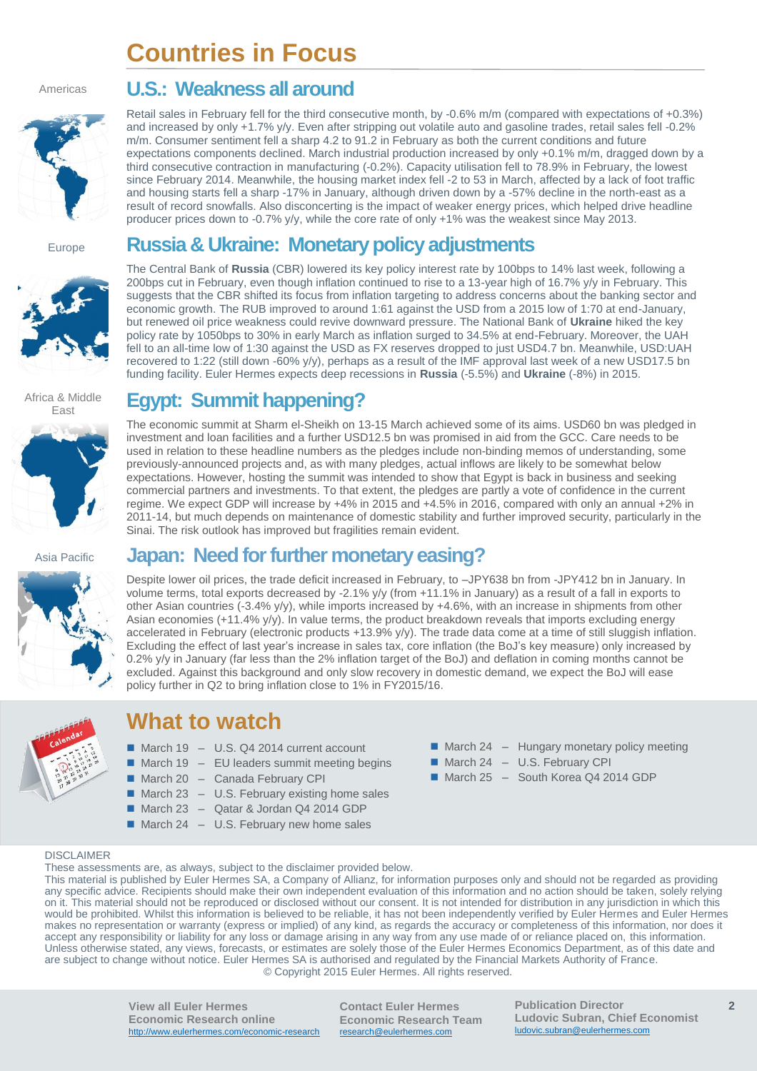# Countries in Focus

Americas

## U.S.: Weakness all around

Retail sales in February fell for the third consecutive month, by -0.6% m/m (compared with expectations of +0.3%) and increased by only +1.7% y/y. Even after stripping out volatile auto and gasoline trades, retail sales fell -0.2% m/m. Consumer sentiment fell a sharp 4.2 to 91.2 in February as both the current conditions and future expectations components declined. March industrial production increased by only +0.1% m/m, dragged down by a third consecutive contraction in manufacturing (-0.2%). Capacity utilisation fell to 78.9% in February, the lowest since February 2014. Meanwhile, the housing market index fell -2 to 53 in March, affected by a lack of foot traffic and housing starts fell a sharp -17% in January, although driven down by a -57% decline in the north-east as a result of record snowfalls. Also disconcerting is the impact of weaker energy prices, which helped drive headline producer prices down to -0.7% y/y, while the core rate of only +1% was the weakest since May 2013.

Europe

## Russia & Ukraine: Monetary policy adjustments

The Central Bank of **Russia** (CBR) lowered its key policy interest rate by 100bps to 14% last week, following a 200bps cut in February, even though inflation continued to rise to a 13-year high of 16.7% y/y in February. This suggests that the CBR shifted its focus from inflation targeting to address concerns about the banking sector and economic growth. The RUB improved to around 1:61 against the USD from a 2015 low of 1:70 at end-January, but renewed oil price weakness could revive downward pressure. The National Bank of **Ukraine** hiked the key policy rate by 1050bps to 30% in early March as inflation surged to 34.5% at end-February. Moreover, the UAH fell to an all-time low of 1:30 against the USD as FX reserves dropped to just USD4.7 bn. Meanwhile, USD:UAH recovered to 1:22 (still down -60% y/y), perhaps as a result of the IMF approval last week of a new USD17.5 bn funding facility. Euler Hermes expects deep recessions in **Russia** (-5.5%) and **Ukraine** (-8%) in 2015.

Africa & Middle East

## Egypt: Summit happening?

The economic summit at Sharm el-Sheikh on 13-15 March achieved some of its aims. USD60 bn was pledged in investment and loan facilities and a further USD12.5 bn was promised in aid from the GCC. Care needs to be used in relation to these headline numbers as the pledges include non-binding memos of understanding, some previously-announced projects and, as with many pledges, actual inflows are likely to be somewhat below expectations. However, hosting the summit was intended to show that Egypt is back in business and seeking commercial partners and investments. To that extent, the pledges are partly a vote of confidence in the current regime. We expect GDP will increase by +4% in 2015 and +4.5% in 2016, compared with only an annual +2% in 2011-14, but much depends on maintenance of domestic stability and further improved security, particularly in the Sinai. The risk outlook has improved but fragilities remain evident.

Asia Pacific

## Japan: Need for further monetary easing?

Despite lower oil prices, the trade deficit increased in February, to –JPY638 bn from -JPY412 bn in January. In volume terms, total exports decreased by -2.1% y/y (from +11.1% in January) as a result of a fall in exports to other Asian countries (-3.4% y/y), while imports increased by +4.6%, with an increase in shipments from other Asian economies (+11.4% y/y). In value terms, the product breakdown reveals that imports excluding energy accelerated in February (electronic products +13.9% y/y). The trade data come at a time of still sluggish inflation. Excluding the effect of last year's increase in sales tax, core inflation (the BoJ's key measure) only increased by 0.2% y/y in January (far less than the 2% inflation target of the BoJ) and deflation in coming months cannot be excluded. Against this background and only slow recovery in domestic demand, we expect the BoJ will ease policy further in Q2 to bring inflation close to 1% in FY2015/16.

# What to watch

- March 19 – U.S. Q4 2014 current account
- March 19 – EU leaders summit meeting begins
- March 20 – Canada February CPI
- March 23 – U.S. February existing home sales
- March 23 – Qatar & Jordan Q4 2014 GDP
- March 24 – U.S. February new home sales
- March 24 – Hungary monetary policy meeting
- March 24 – U.S. February CPI
- March 25 – South Korea Q4 2014 GDP

DISCLAIMER

These assessments are, as always, subject to the disclaimer provided below.

This material is published by Euler Hermes SA, a Company of Allianz, for information purposes only and should not be regarded as providing any specific advice. Recipients should make their own independent evaluation of this information and no action should be taken, solely relying on it. This material should not be reproduced or disclosed without our consent. It is not intended for distribution in any jurisdiction in which this would be prohibited. Whilst this information is believed to be reliable, it has not been independently verified by Euler Hermes and Euler Hermes makes no representation or warranty (express or implied) of any kind, as regards the accuracy or completeness of this information, nor does it accept any responsibility or liability for any loss or damage arising in any way from any use made of or reliance placed on, this information. Unless otherwise stated, any views, forecasts, or estimates are solely those of the Euler Hermes Economics Department, as of this date and are subject to change without notice. Euler Hermes SA is authorised and regulated by the Financial Markets Authority of France.

© Copyright 2015 Euler Hermes. All rights reserved.

**View all Euler Hermes Economic Research online**
http://www.eulerhermes.com/economic-research

**Contact Euler Hermes Economic Research Team**
research@eulerhermes.com

**Publication Director Ludovic Subran, Chief Economist**
ludovic.subran@eulerhermes.com